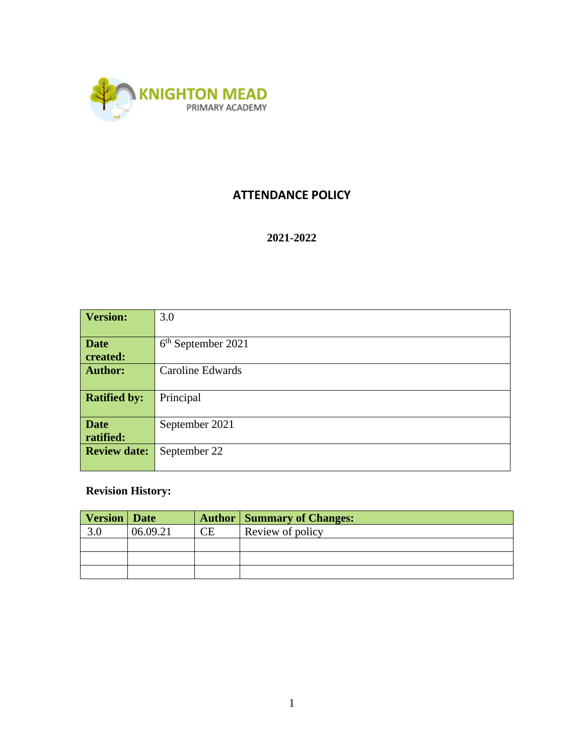KNIGHTON MEAD
PRIMARY ACADEMY

# ATTENDANCE POLICY

**2021-2022**

| | |
|---|---|
| **Version:** | 3.0 |
| **Date created:** | 6th September 2021 |
| **Author:** | Caroline Edwards |
| **Ratified by:** | Principal |
| **Date ratified:** | September 2021 |
| **Review date:** | September 22 |

**Revision History:**

| Version | Date | Author | Summary of Changes: |
|---|---|---|---|
| 3.0 | 06.09.21 | CE | Review of policy |
| | | | |
| | | | |
| | | | |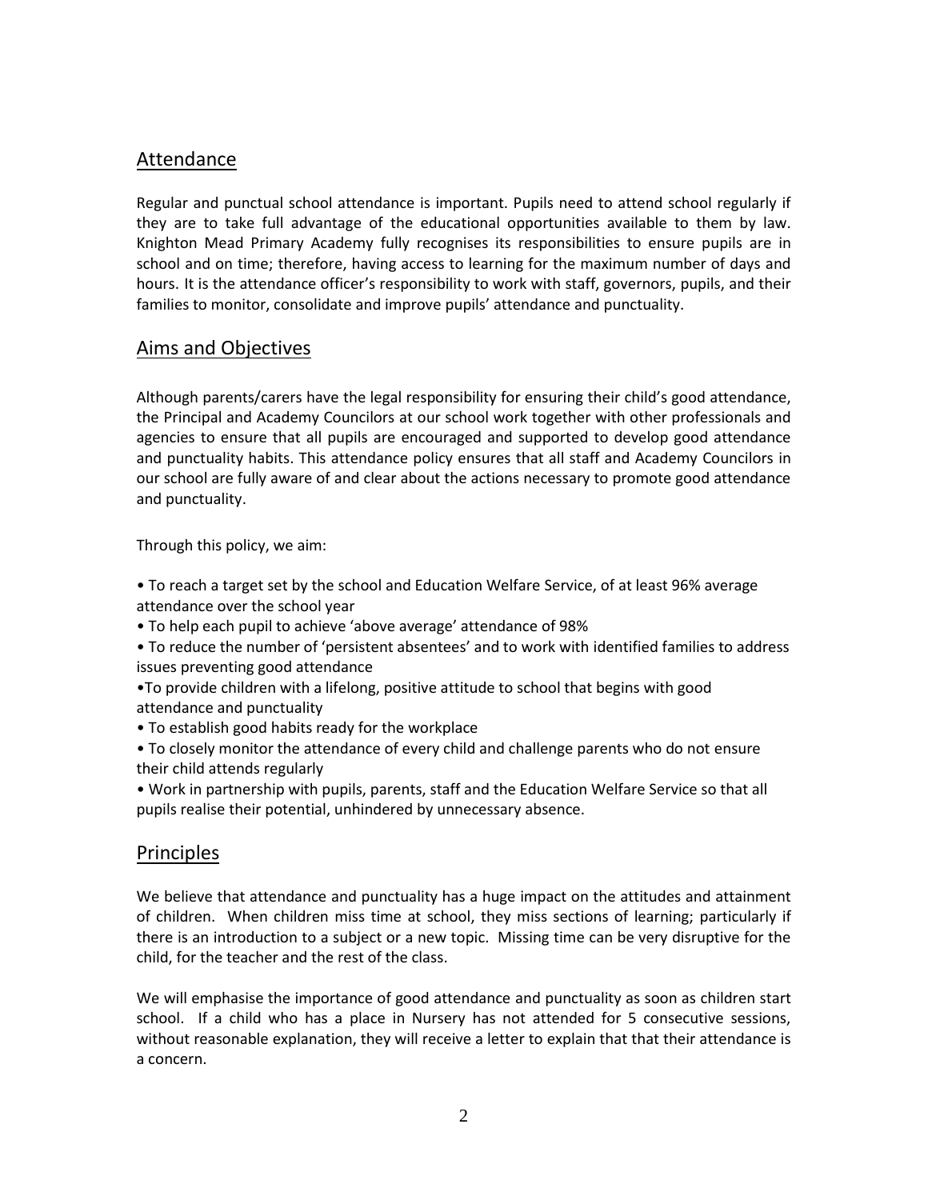## Attendance

Regular and punctual school attendance is important. Pupils need to attend school regularly if they are to take full advantage of the educational opportunities available to them by law. Knighton Mead Primary Academy fully recognises its responsibilities to ensure pupils are in school and on time; therefore, having access to learning for the maximum number of days and hours. It is the attendance officer's responsibility to work with staff, governors, pupils, and their families to monitor, consolidate and improve pupils' attendance and punctuality.

## Aims and Objectives

Although parents/carers have the legal responsibility for ensuring their child's good attendance, the Principal and Academy Councilors at our school work together with other professionals and agencies to ensure that all pupils are encouraged and supported to develop good attendance and punctuality habits. This attendance policy ensures that all staff and Academy Councilors in our school are fully aware of and clear about the actions necessary to promote good attendance and punctuality.

Through this policy, we aim:

- To reach a target set by the school and Education Welfare Service, of at least 96% average attendance over the school year
- To help each pupil to achieve 'above average' attendance of 98%
- To reduce the number of 'persistent absentees' and to work with identified families to address issues preventing good attendance
- To provide children with a lifelong, positive attitude to school that begins with good attendance and punctuality
- To establish good habits ready for the workplace
- To closely monitor the attendance of every child and challenge parents who do not ensure their child attends regularly
- Work in partnership with pupils, parents, staff and the Education Welfare Service so that all pupils realise their potential, unhindered by unnecessary absence.

## Principles

We believe that attendance and punctuality has a huge impact on the attitudes and attainment of children. When children miss time at school, they miss sections of learning; particularly if there is an introduction to a subject or a new topic. Missing time can be very disruptive for the child, for the teacher and the rest of the class.

We will emphasise the importance of good attendance and punctuality as soon as children start school. If a child who has a place in Nursery has not attended for 5 consecutive sessions, without reasonable explanation, they will receive a letter to explain that that their attendance is a concern.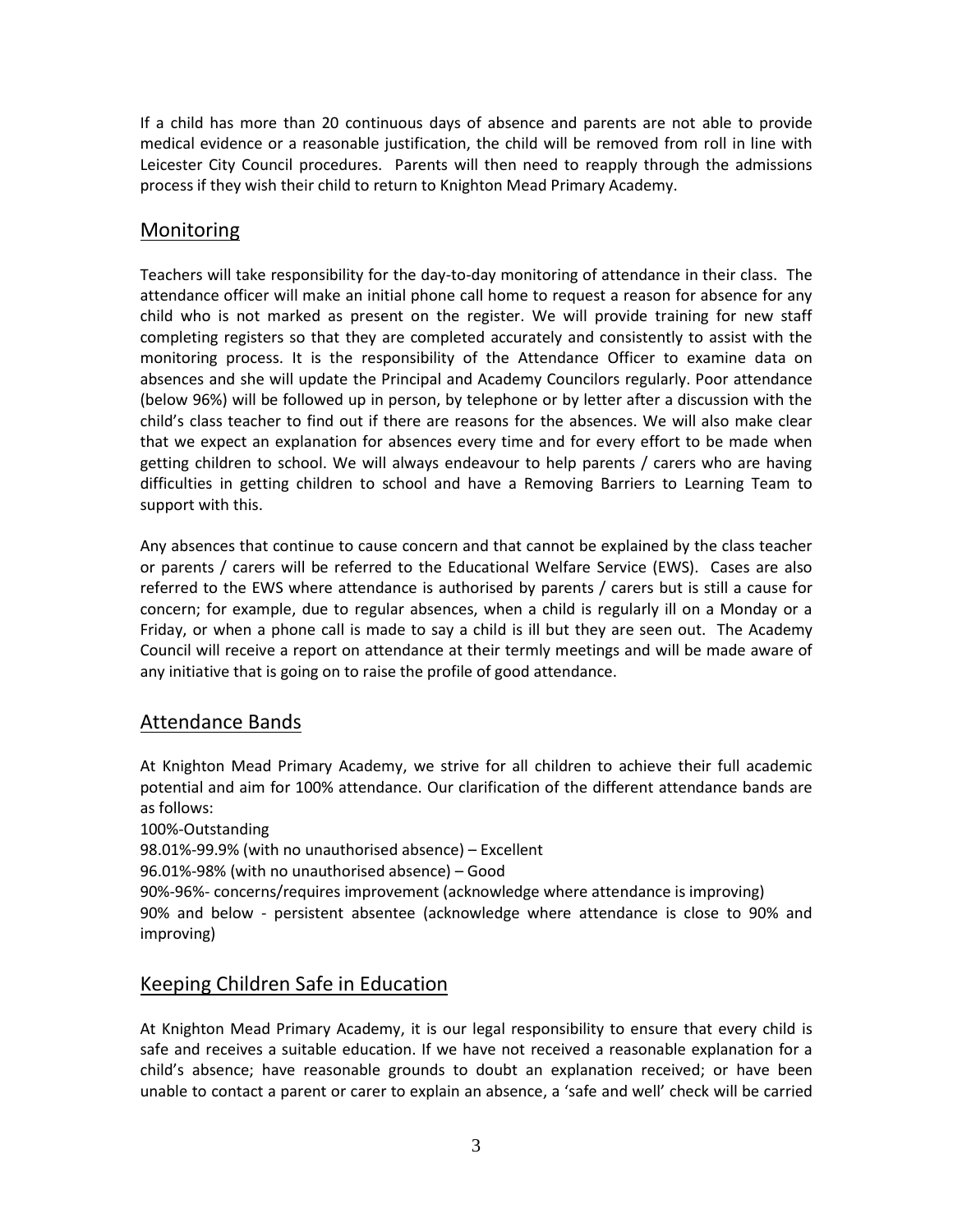If a child has more than 20 continuous days of absence and parents are not able to provide medical evidence or a reasonable justification, the child will be removed from roll in line with Leicester City Council procedures. Parents will then need to reapply through the admissions process if they wish their child to return to Knighton Mead Primary Academy.

## Monitoring

Teachers will take responsibility for the day-to-day monitoring of attendance in their class. The attendance officer will make an initial phone call home to request a reason for absence for any child who is not marked as present on the register. We will provide training for new staff completing registers so that they are completed accurately and consistently to assist with the monitoring process. It is the responsibility of the Attendance Officer to examine data on absences and she will update the Principal and Academy Councilors regularly. Poor attendance (below 96%) will be followed up in person, by telephone or by letter after a discussion with the child's class teacher to find out if there are reasons for the absences. We will also make clear that we expect an explanation for absences every time and for every effort to be made when getting children to school. We will always endeavour to help parents / carers who are having difficulties in getting children to school and have a Removing Barriers to Learning Team to support with this.

Any absences that continue to cause concern and that cannot be explained by the class teacher or parents / carers will be referred to the Educational Welfare Service (EWS). Cases are also referred to the EWS where attendance is authorised by parents / carers but is still a cause for concern; for example, due to regular absences, when a child is regularly ill on a Monday or a Friday, or when a phone call is made to say a child is ill but they are seen out. The Academy Council will receive a report on attendance at their termly meetings and will be made aware of any initiative that is going on to raise the profile of good attendance.

## Attendance Bands

At Knighton Mead Primary Academy, we strive for all children to achieve their full academic potential and aim for 100% attendance. Our clarification of the different attendance bands are as follows:
100%-Outstanding
98.01%-99.9% (with no unauthorised absence) – Excellent
96.01%-98% (with no unauthorised absence) – Good
90%-96%- concerns/requires improvement (acknowledge where attendance is improving)
90% and below - persistent absentee (acknowledge where attendance is close to 90% and improving)

## Keeping Children Safe in Education

At Knighton Mead Primary Academy, it is our legal responsibility to ensure that every child is safe and receives a suitable education. If we have not received a reasonable explanation for a child's absence; have reasonable grounds to doubt an explanation received; or have been unable to contact a parent or carer to explain an absence, a 'safe and well' check will be carried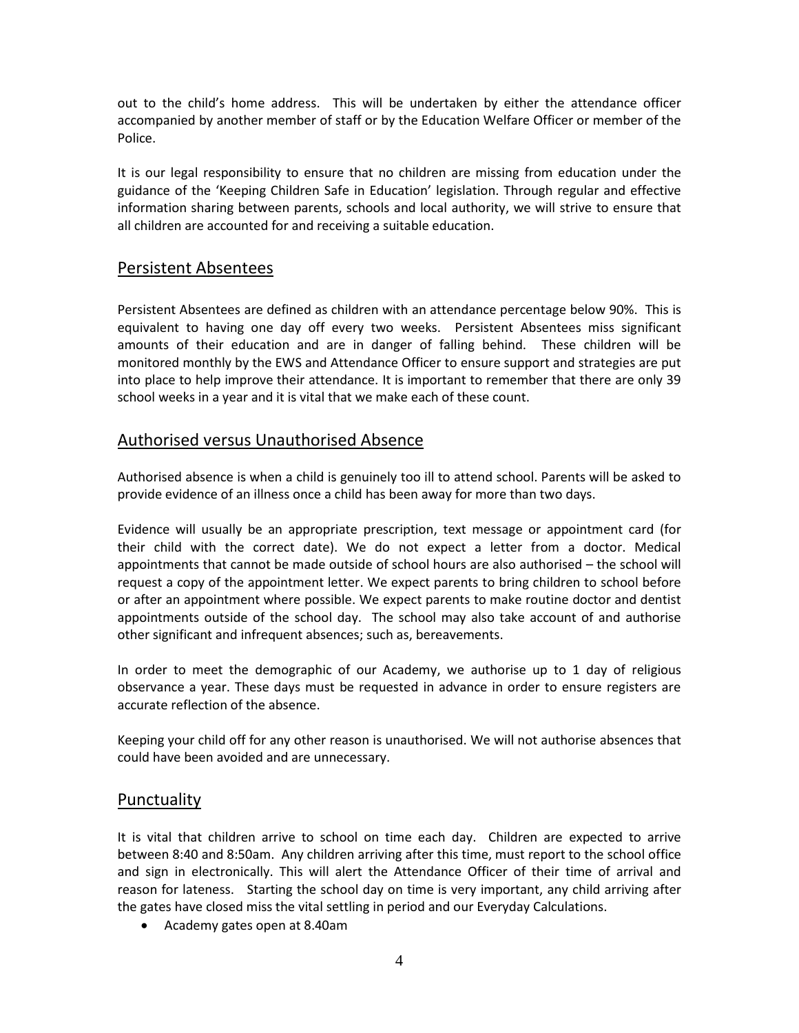out to the child's home address. This will be undertaken by either the attendance officer accompanied by another member of staff or by the Education Welfare Officer or member of the Police.

It is our legal responsibility to ensure that no children are missing from education under the guidance of the 'Keeping Children Safe in Education' legislation. Through regular and effective information sharing between parents, schools and local authority, we will strive to ensure that all children are accounted for and receiving a suitable education.

## Persistent Absentees

Persistent Absentees are defined as children with an attendance percentage below 90%. This is equivalent to having one day off every two weeks. Persistent Absentees miss significant amounts of their education and are in danger of falling behind. These children will be monitored monthly by the EWS and Attendance Officer to ensure support and strategies are put into place to help improve their attendance. It is important to remember that there are only 39 school weeks in a year and it is vital that we make each of these count.

## Authorised versus Unauthorised Absence

Authorised absence is when a child is genuinely too ill to attend school. Parents will be asked to provide evidence of an illness once a child has been away for more than two days.

Evidence will usually be an appropriate prescription, text message or appointment card (for their child with the correct date). We do not expect a letter from a doctor. Medical appointments that cannot be made outside of school hours are also authorised – the school will request a copy of the appointment letter. We expect parents to bring children to school before or after an appointment where possible. We expect parents to make routine doctor and dentist appointments outside of the school day. The school may also take account of and authorise other significant and infrequent absences; such as, bereavements.

In order to meet the demographic of our Academy, we authorise up to 1 day of religious observance a year. These days must be requested in advance in order to ensure registers are accurate reflection of the absence.

Keeping your child off for any other reason is unauthorised. We will not authorise absences that could have been avoided and are unnecessary.

## Punctuality

It is vital that children arrive to school on time each day. Children are expected to arrive between 8:40 and 8:50am. Any children arriving after this time, must report to the school office and sign in electronically. This will alert the Attendance Officer of their time of arrival and reason for lateness. Starting the school day on time is very important, any child arriving after the gates have closed miss the vital settling in period and our Everyday Calculations.

- Academy gates open at 8.40am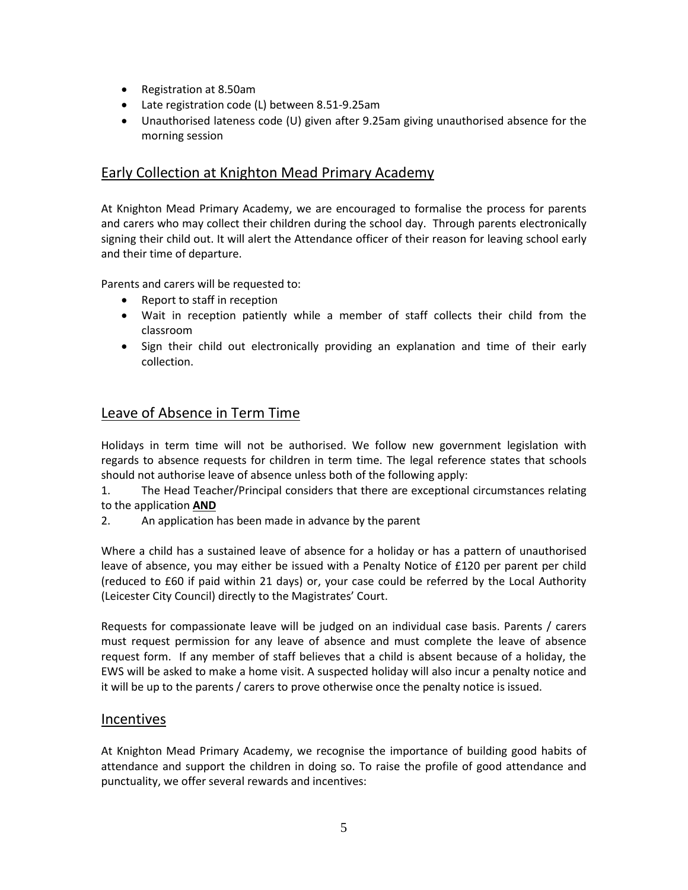- Registration at 8.50am
- Late registration code (L) between 8.51-9.25am
- Unauthorised lateness code (U) given after 9.25am giving unauthorised absence for the morning session

## Early Collection at Knighton Mead Primary Academy

At Knighton Mead Primary Academy, we are encouraged to formalise the process for parents and carers who may collect their children during the school day. Through parents electronically signing their child out. It will alert the Attendance officer of their reason for leaving school early and their time of departure.

Parents and carers will be requested to:

- Report to staff in reception
- Wait in reception patiently while a member of staff collects their child from the classroom
- Sign their child out electronically providing an explanation and time of their early collection.

## Leave of Absence in Term Time

Holidays in term time will not be authorised. We follow new government legislation with regards to absence requests for children in term time. The legal reference states that schools should not authorise leave of absence unless both of the following apply:

1. The Head Teacher/Principal considers that there are exceptional circumstances relating to the application **AND**
2. An application has been made in advance by the parent

Where a child has a sustained leave of absence for a holiday or has a pattern of unauthorised leave of absence, you may either be issued with a Penalty Notice of £120 per parent per child (reduced to £60 if paid within 21 days) or, your case could be referred by the Local Authority (Leicester City Council) directly to the Magistrates' Court.

Requests for compassionate leave will be judged on an individual case basis. Parents / carers must request permission for any leave of absence and must complete the leave of absence request form. If any member of staff believes that a child is absent because of a holiday, the EWS will be asked to make a home visit. A suspected holiday will also incur a penalty notice and it will be up to the parents / carers to prove otherwise once the penalty notice is issued.

## Incentives

At Knighton Mead Primary Academy, we recognise the importance of building good habits of attendance and support the children in doing so. To raise the profile of good attendance and punctuality, we offer several rewards and incentives: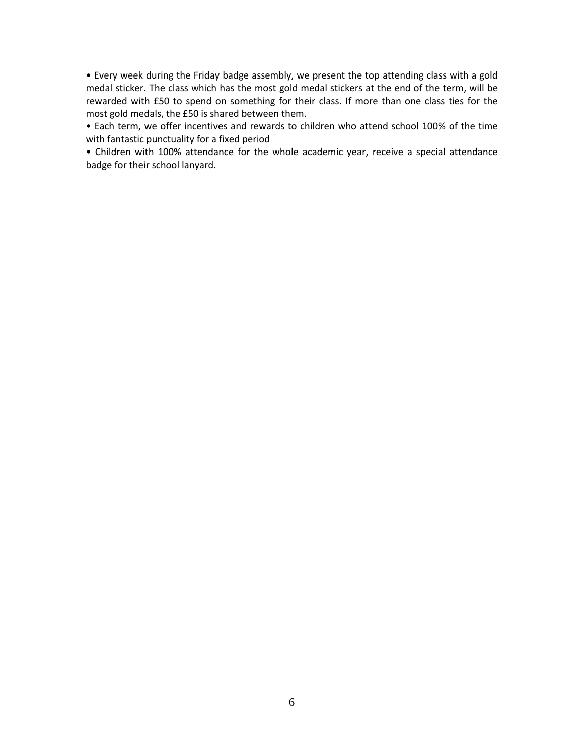- Every week during the Friday badge assembly, we present the top attending class with a gold medal sticker. The class which has the most gold medal stickers at the end of the term, will be rewarded with £50 to spend on something for their class. If more than one class ties for the most gold medals, the £50 is shared between them.
- Each term, we offer incentives and rewards to children who attend school 100% of the time with fantastic punctuality for a fixed period
- Children with 100% attendance for the whole academic year, receive a special attendance badge for their school lanyard.